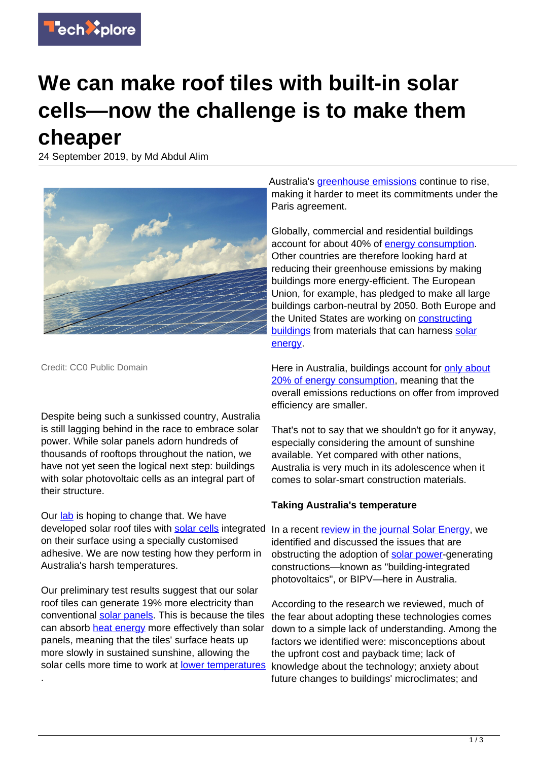# We can make roof tiles with built-in solar cells—now the challenge is to make them cheaper

24 September 2019, by Md Abdul Alim

Credit: CC0 Public Domain

Despite being such a sunkissed country, Australia is still lagging behind in the race to embrace solar power. While solar panels adorn hundreds of thousands of rooftops throughout the nation, we have not yet seen the logical next step: buildings with solar photovoltaic cells as an integral part of their structure.

Our lab is hoping to change that. We have developed solar roof tiles with solar cells integrated on their surface using a specially customised adhesive. We are now testing how they perform in Australia's harsh temperatures.

Our preliminary test results suggest that our solar roof tiles can generate 19% more electricity than conventional solar panels. This is because the tiles can absorb heat energy more effectively than solar panels, meaning that the tiles' surface heats up more slowly in sustained sunshine, allowing the solar cells more time to work at lower temperatures.

Australia's greenhouse emissions continue to rise, making it harder to meet its commitments under the Paris agreement.

Globally, commercial and residential buildings account for about 40% of energy consumption. Other countries are therefore looking hard at reducing their greenhouse emissions by making buildings more energy-efficient. The European Union, for example, has pledged to make all large buildings carbon-neutral by 2050. Both Europe and the United States are working on constructing buildings from materials that can harness solar energy.

Here in Australia, buildings account for only about 20% of energy consumption, meaning that the overall emissions reductions on offer from improved efficiency are smaller.

That's not to say that we shouldn't go for it anyway, especially considering the amount of sunshine available. Yet compared with other nations, Australia is very much in its adolescence when it comes to solar-smart construction materials.

## Taking Australia's temperature

In a recent review in the journal Solar Energy, we identified and discussed the issues that are obstructing the adoption of solar power-generating constructions—known as "building-integrated photovoltaics", or BIPV—here in Australia.

According to the research we reviewed, much of the fear about adopting these technologies comes down to a simple lack of understanding. Among the factors we identified were: misconceptions about the upfront cost and payback time; lack of knowledge about the technology; anxiety about future changes to buildings' microclimates; and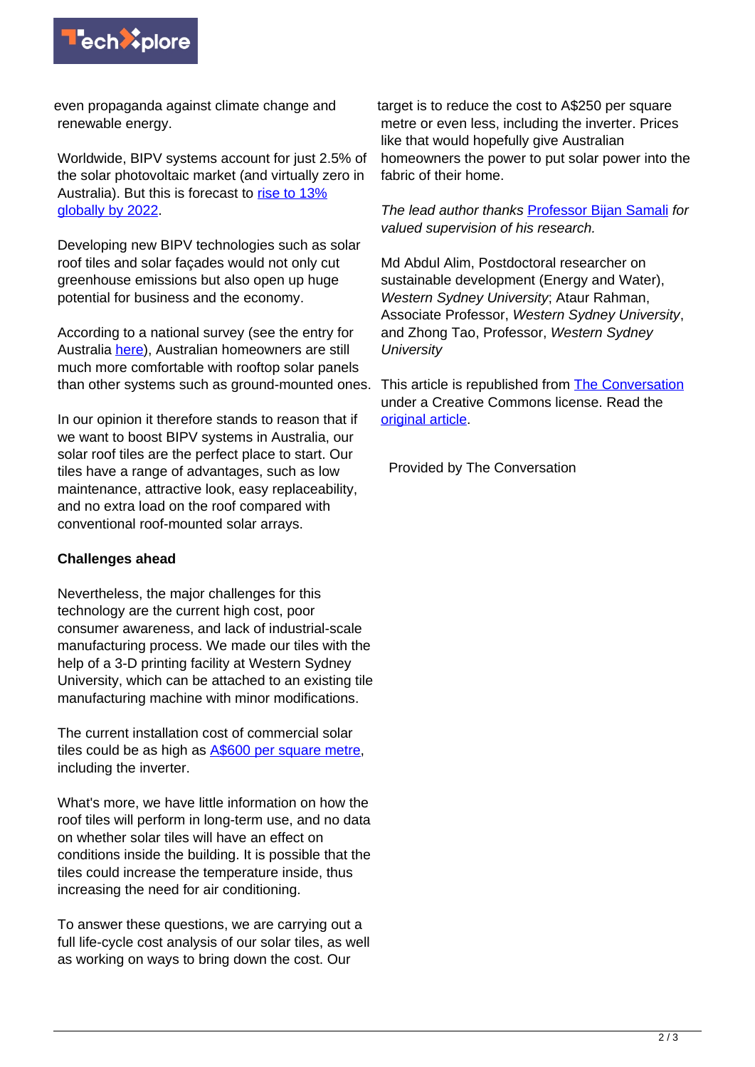even propaganda against climate change and renewable energy.

Worldwide, BIPV systems account for just 2.5% of the solar photovoltaic market (and virtually zero in Australia). But this is forecast to rise to 13% globally by 2022.

Developing new BIPV technologies such as solar roof tiles and solar façades would not only cut greenhouse emissions but also open up huge potential for business and the economy.

According to a national survey (see the entry for Australia here), Australian homeowners are still much more comfortable with rooftop solar panels than other systems such as ground-mounted ones.

In our opinion it therefore stands to reason that if we want to boost BIPV systems in Australia, our solar roof tiles are the perfect place to start. Our tiles have a range of advantages, such as low maintenance, attractive look, easy replaceability, and no extra load on the roof compared with conventional roof-mounted solar arrays.

**Challenges ahead**

Nevertheless, the major challenges for this technology are the current high cost, poor consumer awareness, and lack of industrial-scale manufacturing process. We made our tiles with the help of a 3-D printing facility at Western Sydney University, which can be attached to an existing tile manufacturing machine with minor modifications.

The current installation cost of commercial solar tiles could be as high as A$600 per square metre, including the inverter.

What's more, we have little information on how the roof tiles will perform in long-term use, and no data on whether solar tiles will have an effect on conditions inside the building. It is possible that the tiles could increase the temperature inside, thus increasing the need for air conditioning.

To answer these questions, we are carrying out a full life-cycle cost analysis of our solar tiles, as well as working on ways to bring down the cost. Our target is to reduce the cost to A$250 per square metre or even less, including the inverter. Prices like that would hopefully give Australian homeowners the power to put solar power into the fabric of their home.

*The lead author thanks* Professor Bijan Samali *for valued supervision of his research.*

Md Abdul Alim, Postdoctoral researcher on sustainable development (Energy and Water), *Western Sydney University*; Ataur Rahman, Associate Professor, *Western Sydney University*, and Zhong Tao, Professor, *Western Sydney University*

This article is republished from The Conversation under a Creative Commons license. Read the original article.

Provided by The Conversation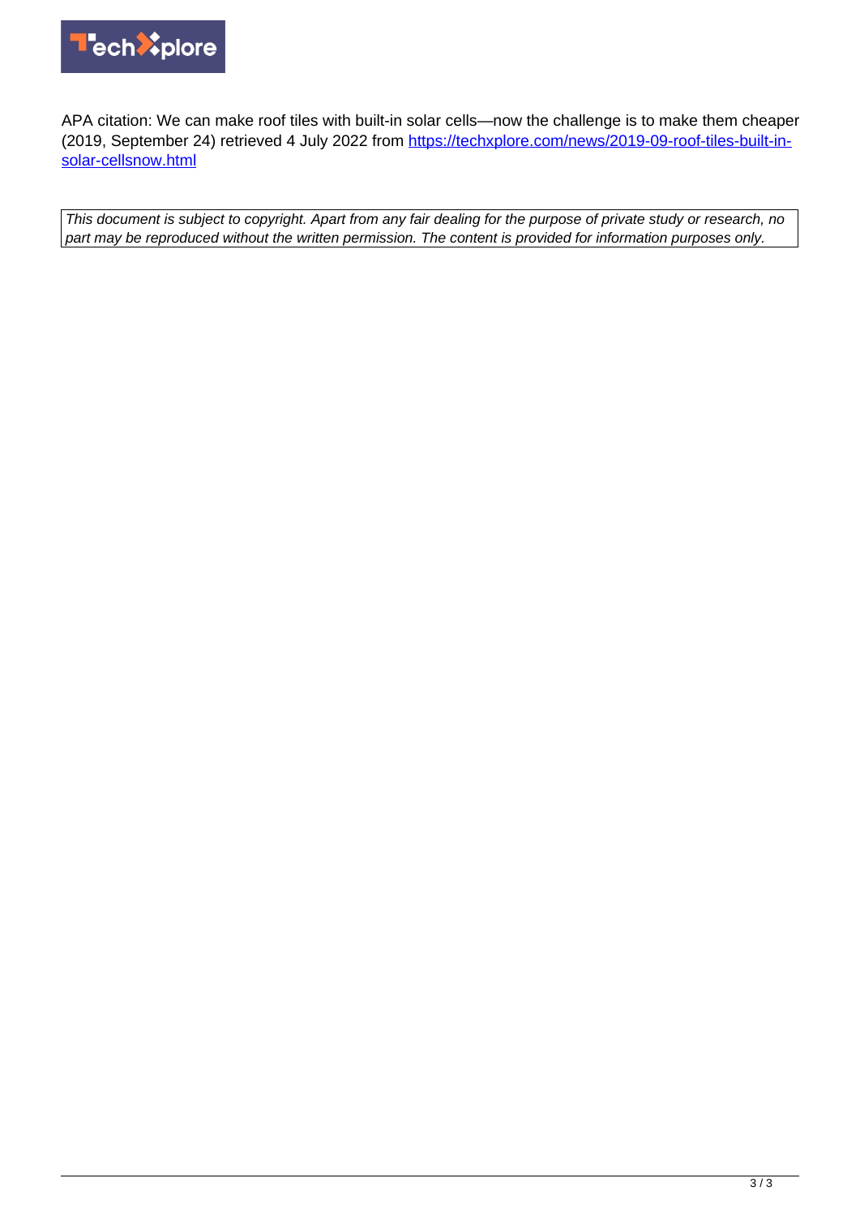APA citation: We can make roof tiles with built-in solar cells—now the challenge is to make them cheaper (2019, September 24) retrieved 4 July 2022 from https://techxplore.com/news/2019-09-roof-tiles-built-in-solar-cellsnow.html

*This document is subject to copyright. Apart from any fair dealing for the purpose of private study or research, no part may be reproduced without the written permission. The content is provided for information purposes only.*